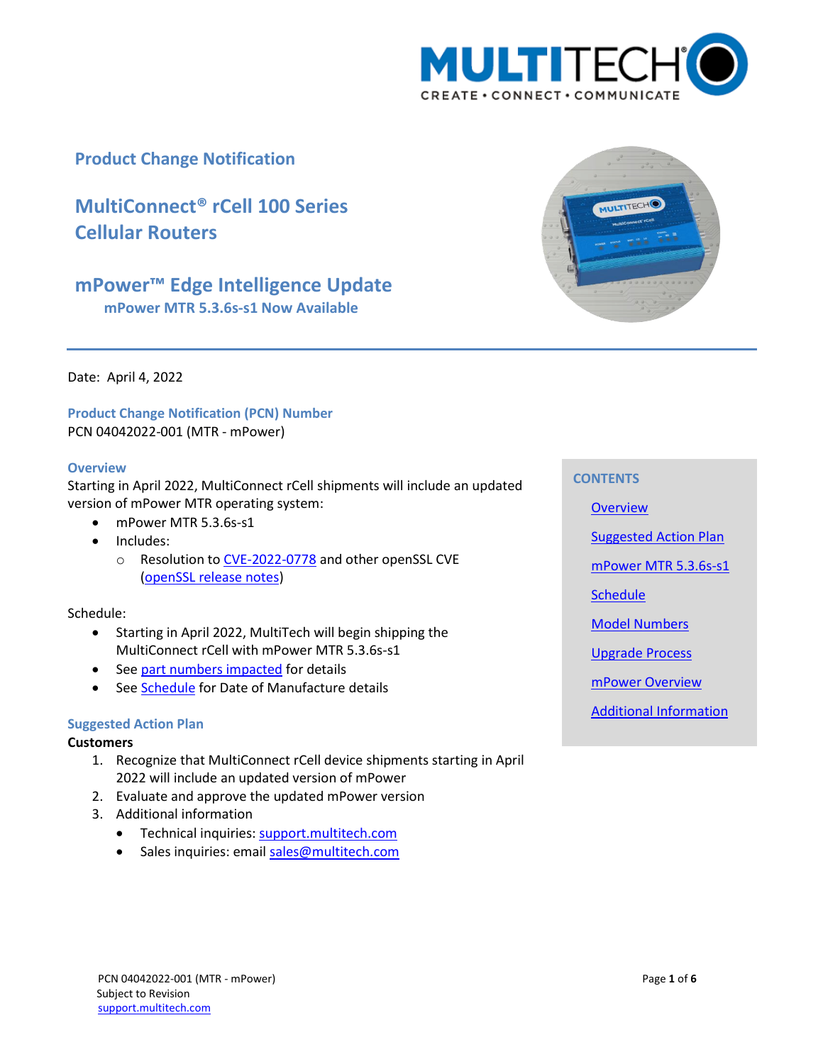## Product Change Notification

# MultiConnect® rCell 100 Series Cellular Routers

## mPower™ Edge Intelligence Update

### mPower MTR 5.3.6s-s1 Now Available

Date: April 4, 2022

### Product Change Notification (PCN) Number

PCN 04042022-001 (MTR - mPower)

**CONTENTS**

- Overview
- Suggested Action Plan
- mPower MTR 5.3.6s-s1
- Schedule
- Model Numbers
- Upgrade Process
- mPower Overview
- Additional Information

### Overview

Starting in April 2022, MultiConnect rCell shipments will include an updated version of mPower MTR operating system:

- mPower MTR 5.3.6s-s1
- Includes:
  - Resolution to CVE-2022-0778 and other openSSL CVE (openSSL release notes)

Schedule:

- Starting in April 2022, MultiTech will begin shipping the MultiConnect rCell with mPower MTR 5.3.6s-s1
- See part numbers impacted for details
- See Schedule for Date of Manufacture details

### Suggested Action Plan

**Customers**

1. Recognize that MultiConnect rCell device shipments starting in April 2022 will include an updated version of mPower
2. Evaluate and approve the updated mPower version
3. Additional information
   - Technical inquiries: support.multitech.com
   - Sales inquiries: email sales@multitech.com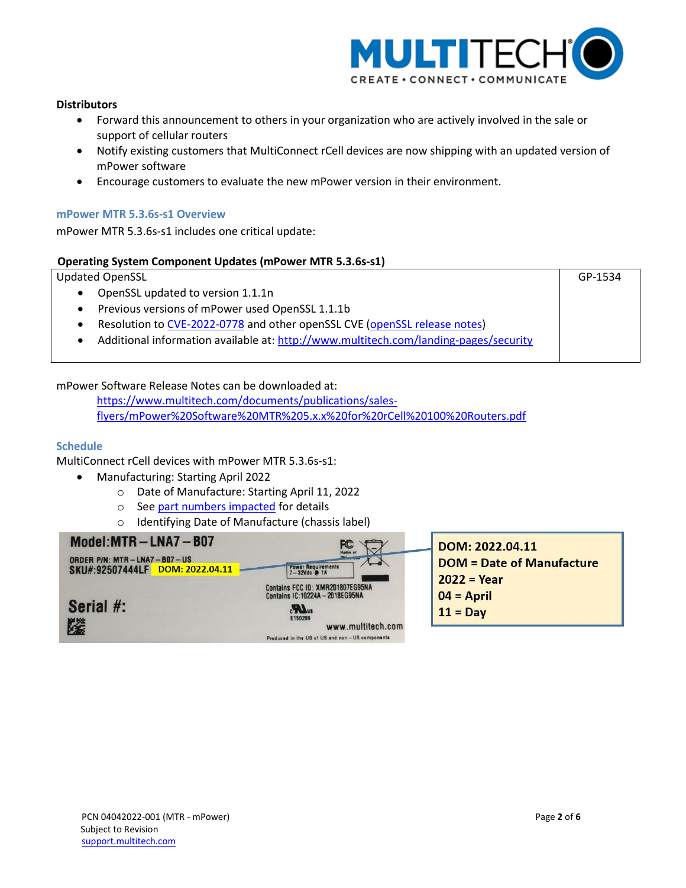**Distributors**

- Forward this announcement to others in your organization who are actively involved in the sale or support of cellular routers
- Notify existing customers that MultiConnect rCell devices are now shipping with an updated version of mPower software
- Encourage customers to evaluate the new mPower version in their environment.

### mPower MTR 5.3.6s-s1 Overview

mPower MTR 5.3.6s-s1 includes one critical update:

**Operating System Component Updates (mPower MTR 5.3.6s-s1)**

| Updated OpenSSL<br>• OpenSSL updated to version 1.1.1n<br>• Previous versions of mPower used OpenSSL 1.1.1b<br>• Resolution to CVE-2022-0778 and other openSSL CVE (openSSL release notes)<br>• Additional information available at: http://www.multitech.com/landing-pages/security | GP-1534 |
|---|---|

mPower Software Release Notes can be downloaded at:

https://www.multitech.com/documents/publications/sales-flyers/mPower%20Software%20MTR%205.x.x%20for%20rCell%20100%20Routers.pdf

### Schedule

MultiConnect rCell devices with mPower MTR 5.3.6s-s1:

- Manufacturing: Starting April 2022
  - Date of Manufacture: Starting April 11, 2022
  - See part numbers impacted for details
  - Identifying Date of Manufacture (chassis label)

Model:MTR – LNA7 – B07
ORDER P/N: MTR – LNA7 – B07 – US
SKU#:92507444LF **DOM: 2022.04.11**
Power Requirements 7 – 32Vdc @ 1A
Contains FCC ID: XMR201807EG95NA
Contains IC:10224A – 2018EG95NA
E150299
Serial #:
www.multitech.com
Produced in the US of US and non – US components

**DOM: 2022.04.11**
**DOM = Date of Manufacture**
**2022 = Year**
**04 = April**
**11 = Day**

PCN 04042022-001 (MTR - mPower)
Subject to Revision
support.multitech.com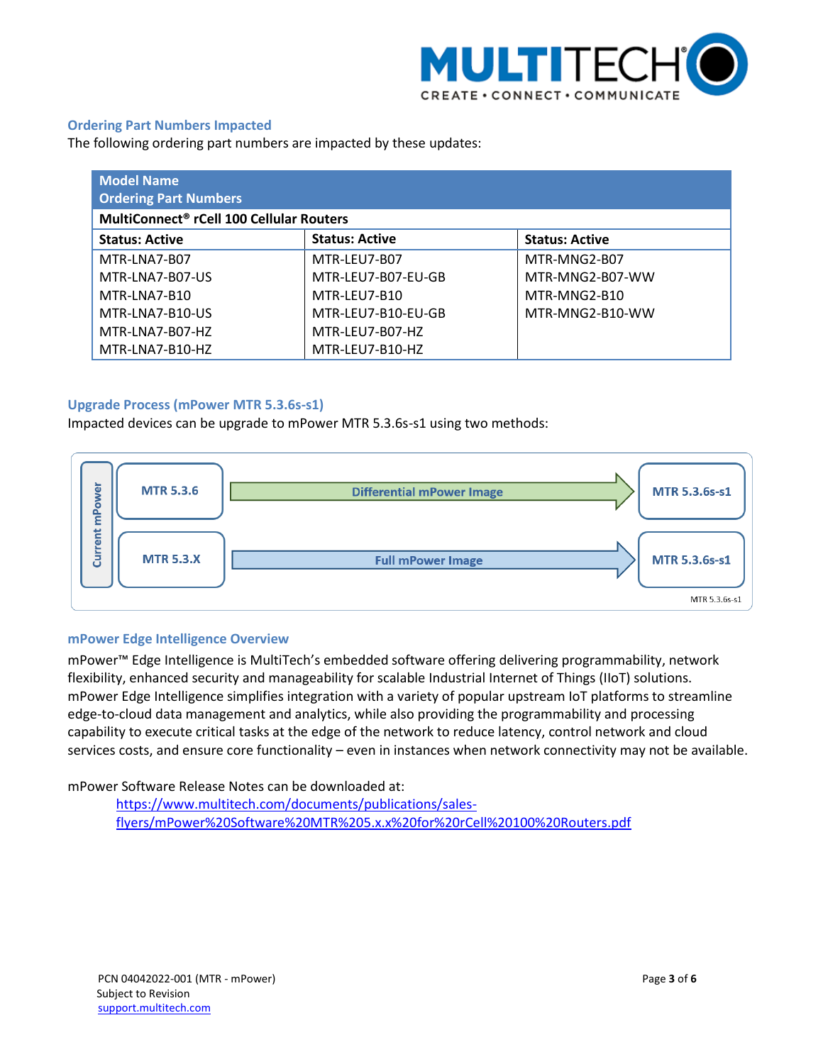## Ordering Part Numbers Impacted

The following ordering part numbers are impacted by these updates:

| Model Name<br>Ordering Part Numbers | | |
|---|---|---|
| **MultiConnect® rCell 100 Cellular Routers** | | |
| **Status: Active** | **Status: Active** | **Status: Active** |
| MTR-LNA7-B07 | MTR-LEU7-B07 | MTR-MNG2-B07 |
| MTR-LNA7-B07-US | MTR-LEU7-B07-EU-GB | MTR-MNG2-B07-WW |
| MTR-LNA7-B10 | MTR-LEU7-B10 | MTR-MNG2-B10 |
| MTR-LNA7-B10-US | MTR-LEU7-B10-EU-GB | MTR-MNG2-B10-WW |
| MTR-LNA7-B07-HZ | MTR-LEU7-B07-HZ | |
| MTR-LNA7-B10-HZ | MTR-LEU7-B10-HZ | |

## Upgrade Process (mPower MTR 5.3.6s-s1)

Impacted devices can be upgrade to mPower MTR 5.3.6s-s1 using two methods:

| Current mPower | Method | Result |
|---|---|---|
| MTR 5.3.6 | Differential mPower Image | MTR 5.3.6s-s1 |
| MTR 5.3.X | Full mPower Image | MTR 5.3.6s-s1 |

MTR 5.3.6s-s1

## mPower Edge Intelligence Overview

mPower™ Edge Intelligence is MultiTech's embedded software offering delivering programmability, network flexibility, enhanced security and manageability for scalable Industrial Internet of Things (IIoT) solutions. mPower Edge Intelligence simplifies integration with a variety of popular upstream IoT platforms to streamline edge-to-cloud data management and analytics, while also providing the programmability and processing capability to execute critical tasks at the edge of the network to reduce latency, control network and cloud services costs, and ensure core functionality – even in instances when network connectivity may not be available.

mPower Software Release Notes can be downloaded at:

[https://www.multitech.com/documents/publications/sales-flyers/mPower%20Software%20MTR%205.x.x%20for%20rCell%20100%20Routers.pdf](https://www.multitech.com/documents/publications/sales-flyers/mPower%20Software%20MTR%205.x.x%20for%20rCell%20100%20Routers.pdf)

PCN 04042022-001 (MTR - mPower)
Subject to Revision
support.multitech.com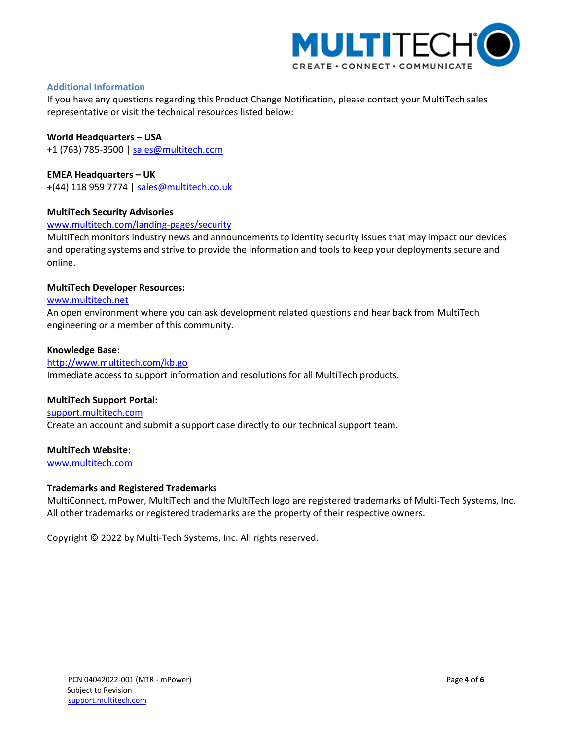## Additional Information

If you have any questions regarding this Product Change Notification, please contact your MultiTech sales representative or visit the technical resources listed below:

**World Headquarters – USA**
+1 (763) 785-3500 | sales@multitech.com

**EMEA Headquarters – UK**
+(44) 118 959 7774 | sales@multitech.co.uk

**MultiTech Security Advisories**
www.multitech.com/landing-pages/security
MultiTech monitors industry news and announcements to identity security issues that may impact our devices and operating systems and strive to provide the information and tools to keep your deployments secure and online.

**MultiTech Developer Resources:**
www.multitech.net
An open environment where you can ask development related questions and hear back from MultiTech engineering or a member of this community.

**Knowledge Base:**
http://www.multitech.com/kb.go
Immediate access to support information and resolutions for all MultiTech products.

**MultiTech Support Portal:**
support.multitech.com
Create an account and submit a support case directly to our technical support team.

**MultiTech Website:**
www.multitech.com

**Trademarks and Registered Trademarks**
MultiConnect, mPower, MultiTech and the MultiTech logo are registered trademarks of Multi-Tech Systems, Inc. All other trademarks or registered trademarks are the property of their respective owners.

Copyright © 2022 by Multi-Tech Systems, Inc. All rights reserved.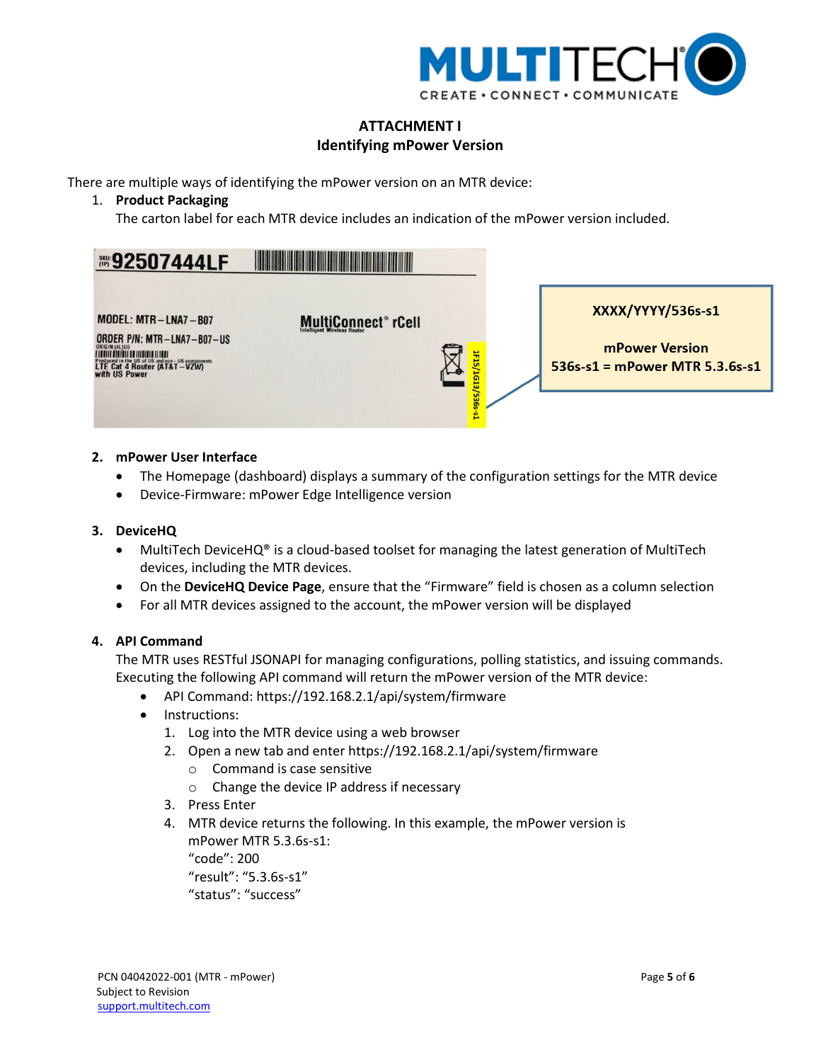## ATTACHMENT I
## Identifying mPower Version

There are multiple ways of identifying the mPower version on an MTR device:

1. **Product Packaging**
   The carton label for each MTR device includes an indication of the mPower version included.

XXXX/YYYY/536s-s1

mPower Version
536s-s1 = mPower MTR 5.3.6s-s1

2. **mPower User Interface**
   - The Homepage (dashboard) displays a summary of the configuration settings for the MTR device
   - Device-Firmware: mPower Edge Intelligence version

3. **DeviceHQ**
   - MultiTech DeviceHQ® is a cloud-based toolset for managing the latest generation of MultiTech devices, including the MTR devices.
   - On the **DeviceHQ Device Page**, ensure that the "Firmware" field is chosen as a column selection
   - For all MTR devices assigned to the account, the mPower version will be displayed

4. **API Command**
   The MTR uses RESTful JSONAPI for managing configurations, polling statistics, and issuing commands. Executing the following API command will return the mPower version of the MTR device:
   - API Command: https://192.168.2.1/api/system/firmware
   - Instructions:
     1. Log into the MTR device using a web browser
     2. Open a new tab and enter https://192.168.2.1/api/system/firmware
        - Command is case sensitive
        - Change the device IP address if necessary
     3. Press Enter
     4. MTR device returns the following. In this example, the mPower version is mPower MTR 5.3.6s-s1:
        "code": 200
        "result": "5.3.6s-s1"
        "status": "success"

PCN 04042022-001 (MTR - mPower)
Subject to Revision
support.multitech.com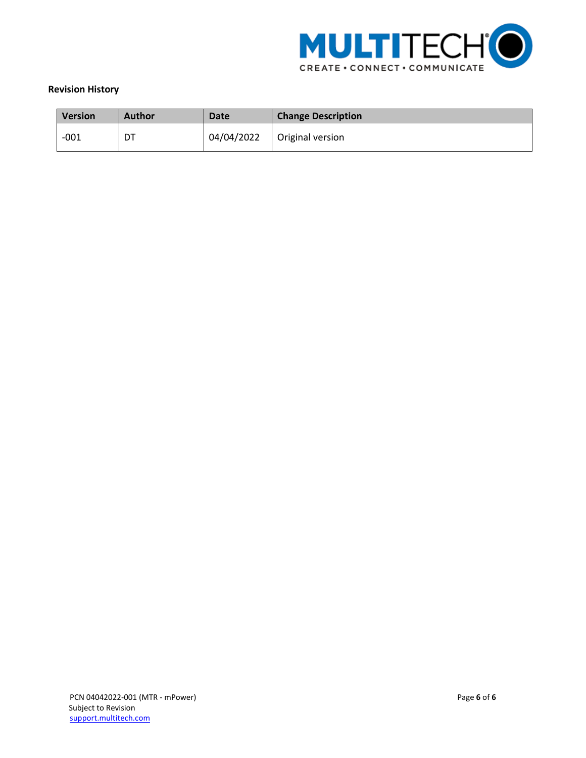**Revision History**

| Version | Author | Date | Change Description |
| --- | --- | --- | --- |
| -001 | DT | 04/04/2022 | Original version |